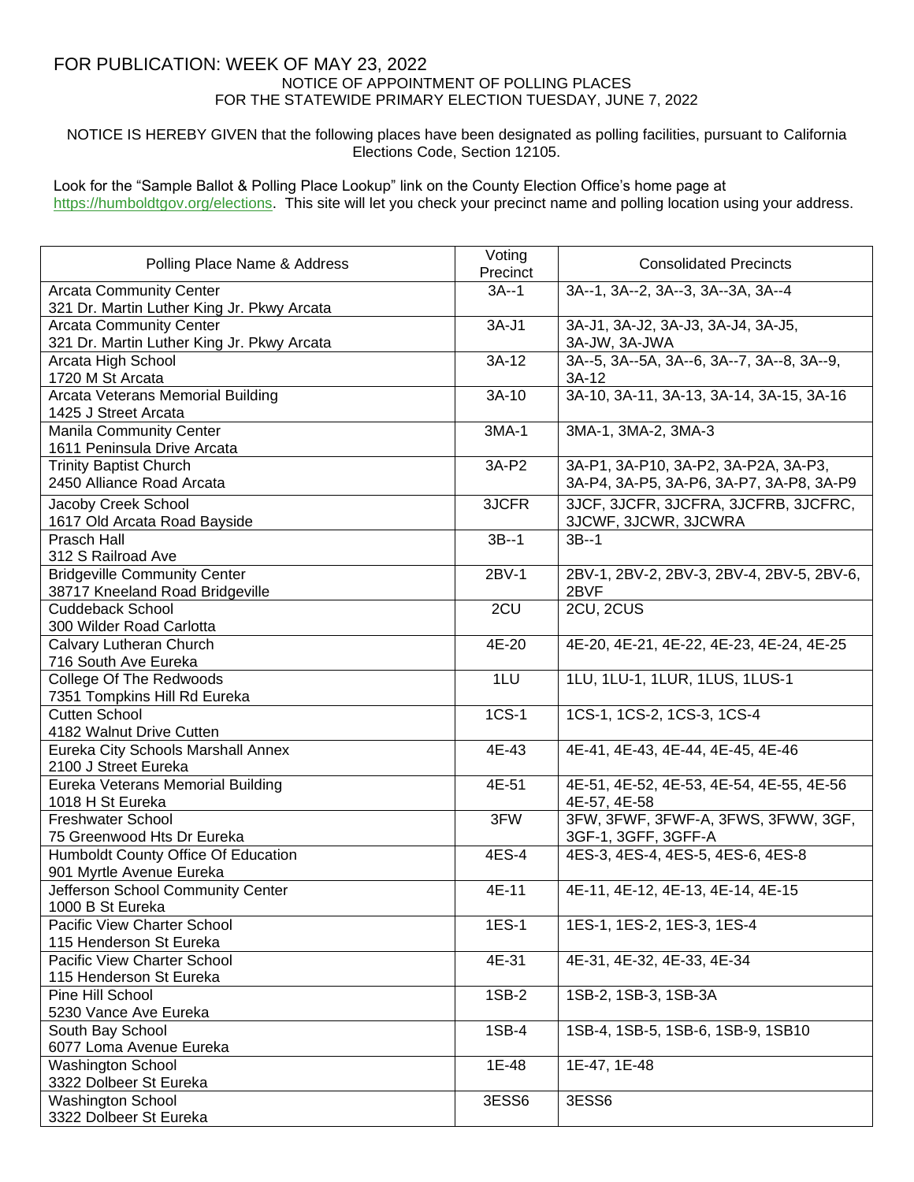FOR PUBLICATION: WEEK OF MAY 23, 2022

NOTICE OF APPOINTMENT OF POLLING PLACES
FOR THE STATEWIDE PRIMARY ELECTION TUESDAY, JUNE 7, 2022

NOTICE IS HEREBY GIVEN that the following places have been designated as polling facilities, pursuant to California Elections Code, Section 12105.

Look for the "Sample Ballot & Polling Place Lookup" link on the County Election Office's home page at https://humboldtgov.org/elections. This site will let you check your precinct name and polling location using your address.

| Polling Place Name & Address | Voting Precinct | Consolidated Precincts |
|---|---|---|
| Arcata Community Center 321 Dr. Martin Luther King Jr. Pkwy Arcata | 3A--1 | 3A--1, 3A--2, 3A--3, 3A--3A, 3A--4 |
| Arcata Community Center 321 Dr. Martin Luther King Jr. Pkwy Arcata | 3A-J1 | 3A-J1, 3A-J2, 3A-J3, 3A-J4, 3A-J5, 3A-JW, 3A-JWA |
| Arcata High School 1720 M St Arcata | 3A-12 | 3A--5, 3A--5A, 3A--6, 3A--7, 3A--8, 3A--9, 3A-12 |
| Arcata Veterans Memorial Building 1425 J Street Arcata | 3A-10 | 3A-10, 3A-11, 3A-13, 3A-14, 3A-15, 3A-16 |
| Manila Community Center 1611 Peninsula Drive Arcata | 3MA-1 | 3MA-1, 3MA-2, 3MA-3 |
| Trinity Baptist Church 2450 Alliance Road Arcata | 3A-P2 | 3A-P1, 3A-P10, 3A-P2, 3A-P2A, 3A-P3, 3A-P4, 3A-P5, 3A-P6, 3A-P7, 3A-P8, 3A-P9 |
| Jacoby Creek School 1617 Old Arcata Road Bayside | 3JCFR | 3JCF, 3JCFR, 3JCFRA, 3JCFRB, 3JCFRC, 3JCWF, 3JCWR, 3JCWRA |
| Prasch Hall 312 S Railroad Ave | 3B--1 | 3B--1 |
| Bridgeville Community Center 38717 Kneeland Road Bridgeville | 2BV-1 | 2BV-1, 2BV-2, 2BV-3, 2BV-4, 2BV-5, 2BV-6, 2BVF |
| Cuddeback School 300 Wilder Road Carlotta | 2CU | 2CU, 2CUS |
| Calvary Lutheran Church 716 South Ave Eureka | 4E-20 | 4E-20, 4E-21, 4E-22, 4E-23, 4E-24, 4E-25 |
| College Of The Redwoods 7351 Tompkins Hill Rd Eureka | 1LU | 1LU, 1LU-1, 1LUR, 1LUS, 1LUS-1 |
| Cutten School 4182 Walnut Drive Cutten | 1CS-1 | 1CS-1, 1CS-2, 1CS-3, 1CS-4 |
| Eureka City Schools Marshall Annex 2100 J Street Eureka | 4E-43 | 4E-41, 4E-43, 4E-44, 4E-45, 4E-46 |
| Eureka Veterans Memorial Building 1018 H St Eureka | 4E-51 | 4E-51, 4E-52, 4E-53, 4E-54, 4E-55, 4E-56 4E-57, 4E-58 |
| Freshwater School 75 Greenwood Hts Dr Eureka | 3FW | 3FW, 3FWF, 3FWF-A, 3FWS, 3FWW, 3GF, 3GF-1, 3GFF, 3GFF-A |
| Humboldt County Office Of Education 901 Myrtle Avenue Eureka | 4ES-4 | 4ES-3, 4ES-4, 4ES-5, 4ES-6, 4ES-8 |
| Jefferson School Community Center 1000 B St Eureka | 4E-11 | 4E-11, 4E-12, 4E-13, 4E-14, 4E-15 |
| Pacific View Charter School 115 Henderson St Eureka | 1ES-1 | 1ES-1, 1ES-2, 1ES-3, 1ES-4 |
| Pacific View Charter School 115 Henderson St Eureka | 4E-31 | 4E-31, 4E-32, 4E-33, 4E-34 |
| Pine Hill School 5230 Vance Ave Eureka | 1SB-2 | 1SB-2, 1SB-3, 1SB-3A |
| South Bay School 6077 Loma Avenue Eureka | 1SB-4 | 1SB-4, 1SB-5, 1SB-6, 1SB-9, 1SB10 |
| Washington School 3322 Dolbeer St Eureka | 1E-48 | 1E-47, 1E-48 |
| Washington School 3322 Dolbeer St Eureka | 3ESS6 | 3ESS6 |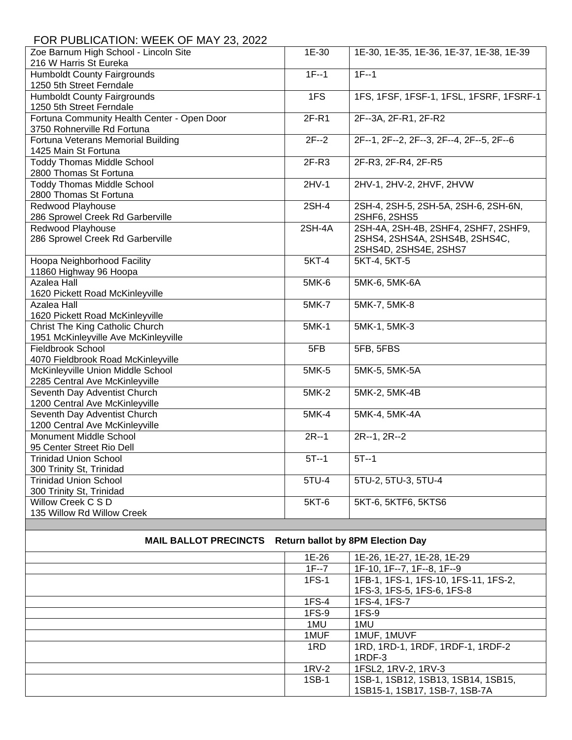FOR PUBLICATION: WEEK OF MAY 23, 2022

| | | |
|---|---|---|
| Zoe Barnum High School - Lincoln Site<br>216 W Harris St Eureka | 1E-30 | 1E-30, 1E-35, 1E-36, 1E-37, 1E-38, 1E-39 |
| Humboldt County Fairgrounds<br>1250 5th Street Ferndale | 1F--1 | 1F--1 |
| Humboldt County Fairgrounds<br>1250 5th Street Ferndale | 1FS | 1FS, 1FSF, 1FSF-1, 1FSL, 1FSRF, 1FSRF-1 |
| Fortuna Community Health Center - Open Door<br>3750 Rohnerville Rd Fortuna | 2F-R1 | 2F--3A, 2F-R1, 2F-R2 |
| Fortuna Veterans Memorial Building<br>1425 Main St Fortuna | 2F--2 | 2F--1, 2F--2, 2F--3, 2F--4, 2F--5, 2F--6 |
| Toddy Thomas Middle School<br>2800 Thomas St Fortuna | 2F-R3 | 2F-R3, 2F-R4, 2F-R5 |
| Toddy Thomas Middle School<br>2800 Thomas St Fortuna | 2HV-1 | 2HV-1, 2HV-2, 2HVF, 2HVW |
| Redwood Playhouse<br>286 Sprowel Creek Rd Garberville | 2SH-4 | 2SH-4, 2SH-5, 2SH-5A, 2SH-6, 2SH-6N, 2SHF6, 2SHS5 |
| Redwood Playhouse<br>286 Sprowel Creek Rd Garberville | 2SH-4A | 2SH-4A, 2SH-4B, 2SHF4, 2SHF7, 2SHF9, 2SHS4, 2SHS4A, 2SHS4B, 2SHS4C, 2SHS4D, 2SHS4E, 2SHS7 |
| Hoopa Neighborhood Facility<br>11860 Highway 96 Hoopa | 5KT-4 | 5KT-4, 5KT-5 |
| Azalea Hall<br>1620 Pickett Road McKinleyville | 5MK-6 | 5MK-6, 5MK-6A |
| Azalea Hall<br>1620 Pickett Road McKinleyville | 5MK-7 | 5MK-7, 5MK-8 |
| Christ The King Catholic Church<br>1951 McKinleyville Ave McKinleyville | 5MK-1 | 5MK-1, 5MK-3 |
| Fieldbrook School<br>4070 Fieldbrook Road McKinleyville | 5FB | 5FB, 5FBS |
| McKinleyville Union Middle School<br>2285 Central Ave McKinleyville | 5MK-5 | 5MK-5, 5MK-5A |
| Seventh Day Adventist Church<br>1200 Central Ave McKinleyville | 5MK-2 | 5MK-2, 5MK-4B |
| Seventh Day Adventist Church<br>1200 Central Ave McKinleyville | 5MK-4 | 5MK-4, 5MK-4A |
| Monument Middle School<br>95 Center Street Rio Dell | 2R--1 | 2R--1, 2R--2 |
| Trinidad Union School<br>300 Trinity St, Trinidad | 5T--1 | 5T--1 |
| Trinidad Union School<br>300 Trinity St, Trinidad | 5TU-4 | 5TU-2, 5TU-3, 5TU-4 |
| Willow Creek C S D<br>135 Willow Rd Willow Creek | 5KT-6 | 5KT-6, 5KTF6, 5KTS6 |

**MAIL BALLOT PRECINCTS Return ballot by 8PM Election Day**

| | | |
|---|---|---|
| | 1E-26 | 1E-26, 1E-27, 1E-28, 1E-29 |
| | 1F--7 | 1F-10, 1F--7, 1F--8, 1F--9 |
| | 1FS-1 | 1FB-1, 1FS-1, 1FS-10, 1FS-11, 1FS-2, 1FS-3, 1FS-5, 1FS-6, 1FS-8 |
| | 1FS-4 | 1FS-4, 1FS-7 |
| | 1FS-9 | 1FS-9 |
| | 1MU | 1MU |
| | 1MUF | 1MUF, 1MUVF |
| | 1RD | 1RD, 1RD-1, 1RDF, 1RDF-1, 1RDF-2 1RDF-3 |
| | 1RV-2 | 1FSL2, 1RV-2, 1RV-3 |
| | 1SB-1 | 1SB-1, 1SB12, 1SB13, 1SB14, 1SB15, 1SB15-1, 1SB17, 1SB-7, 1SB-7A |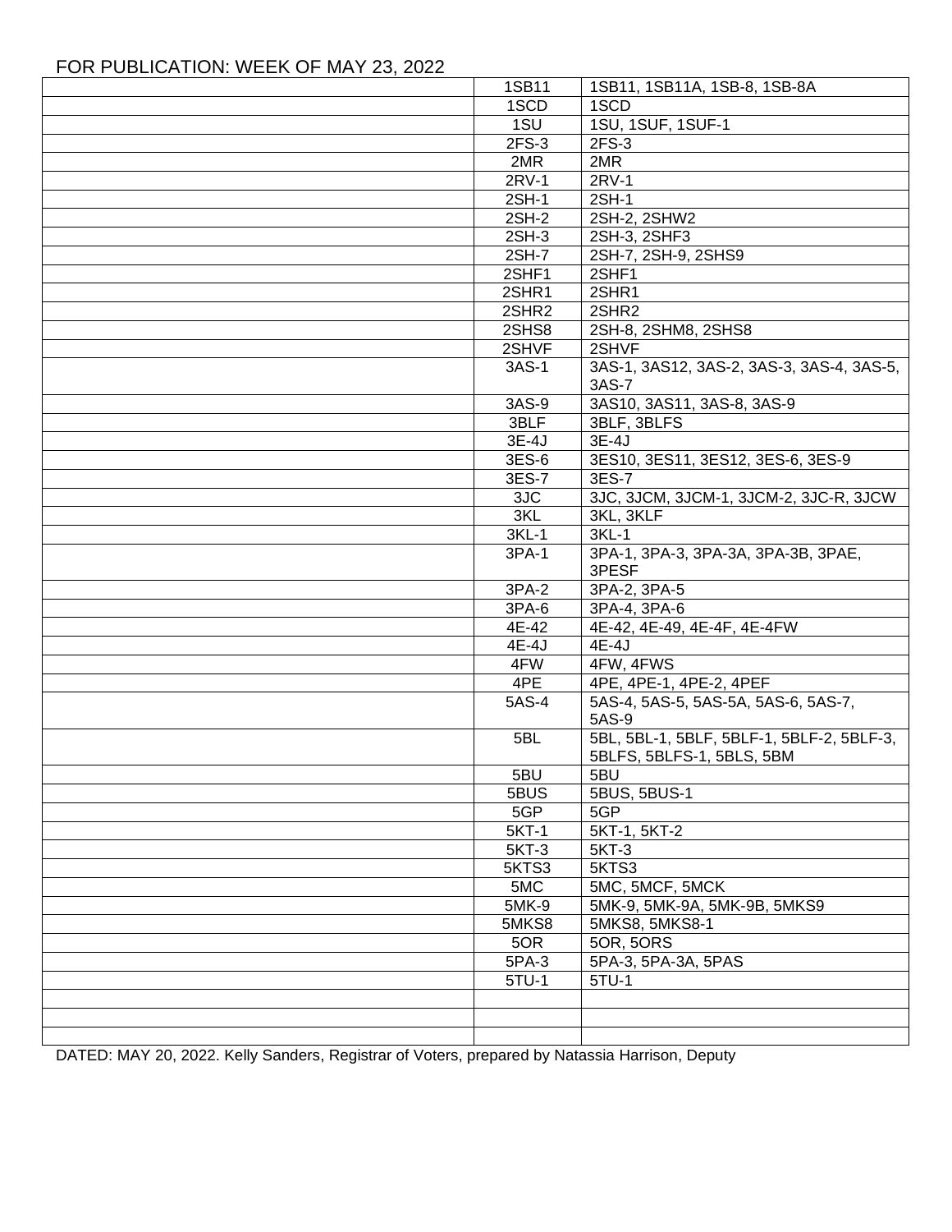FOR PUBLICATION: WEEK OF MAY 23, 2022

| | | |
|---|---|---|
| | 1SB11 | 1SB11, 1SB11A, 1SB-8, 1SB-8A |
| | 1SCD | 1SCD |
| | 1SU | 1SU, 1SUF, 1SUF-1 |
| | 2FS-3 | 2FS-3 |
| | 2MR | 2MR |
| | 2RV-1 | 2RV-1 |
| | 2SH-1 | 2SH-1 |
| | 2SH-2 | 2SH-2, 2SHW2 |
| | 2SH-3 | 2SH-3, 2SHF3 |
| | 2SH-7 | 2SH-7, 2SH-9, 2SHS9 |
| | 2SHF1 | 2SHF1 |
| | 2SHR1 | 2SHR1 |
| | 2SHR2 | 2SHR2 |
| | 2SHS8 | 2SH-8, 2SHM8, 2SHS8 |
| | 2SHVF | 2SHVF |
| | 3AS-1 | 3AS-1, 3AS12, 3AS-2, 3AS-3, 3AS-4, 3AS-5, 3AS-7 |
| | 3AS-9 | 3AS10, 3AS11, 3AS-8, 3AS-9 |
| | 3BLF | 3BLF, 3BLFS |
| | 3E-4J | 3E-4J |
| | 3ES-6 | 3ES10, 3ES11, 3ES12, 3ES-6, 3ES-9 |
| | 3ES-7 | 3ES-7 |
| | 3JC | 3JC, 3JCM, 3JCM-1, 3JCM-2, 3JC-R, 3JCW |
| | 3KL | 3KL, 3KLF |
| | 3KL-1 | 3KL-1 |
| | 3PA-1 | 3PA-1, 3PA-3, 3PA-3A, 3PA-3B, 3PAE, 3PESF |
| | 3PA-2 | 3PA-2, 3PA-5 |
| | 3PA-6 | 3PA-4, 3PA-6 |
| | 4E-42 | 4E-42, 4E-49, 4E-4F, 4E-4FW |
| | 4E-4J | 4E-4J |
| | 4FW | 4FW, 4FWS |
| | 4PE | 4PE, 4PE-1, 4PE-2, 4PEF |
| | 5AS-4 | 5AS-4, 5AS-5, 5AS-5A, 5AS-6, 5AS-7, 5AS-9 |
| | 5BL | 5BL, 5BL-1, 5BLF, 5BLF-1, 5BLF-2, 5BLF-3, 5BLFS, 5BLFS-1, 5BLS, 5BM |
| | 5BU | 5BU |
| | 5BUS | 5BUS, 5BUS-1 |
| | 5GP | 5GP |
| | 5KT-1 | 5KT-1, 5KT-2 |
| | 5KT-3 | 5KT-3 |
| | 5KTS3 | 5KTS3 |
| | 5MC | 5MC, 5MCF, 5MCK |
| | 5MK-9 | 5MK-9, 5MK-9A, 5MK-9B, 5MKS9 |
| | 5MKS8 | 5MKS8, 5MKS8-1 |
| | 5OR | 5OR, 5ORS |
| | 5PA-3 | 5PA-3, 5PA-3A, 5PAS |
| | 5TU-1 | 5TU-1 |
| | | |
| | | |
| | | |

DATED: MAY 20, 2022. Kelly Sanders, Registrar of Voters, prepared by Natassia Harrison, Deputy